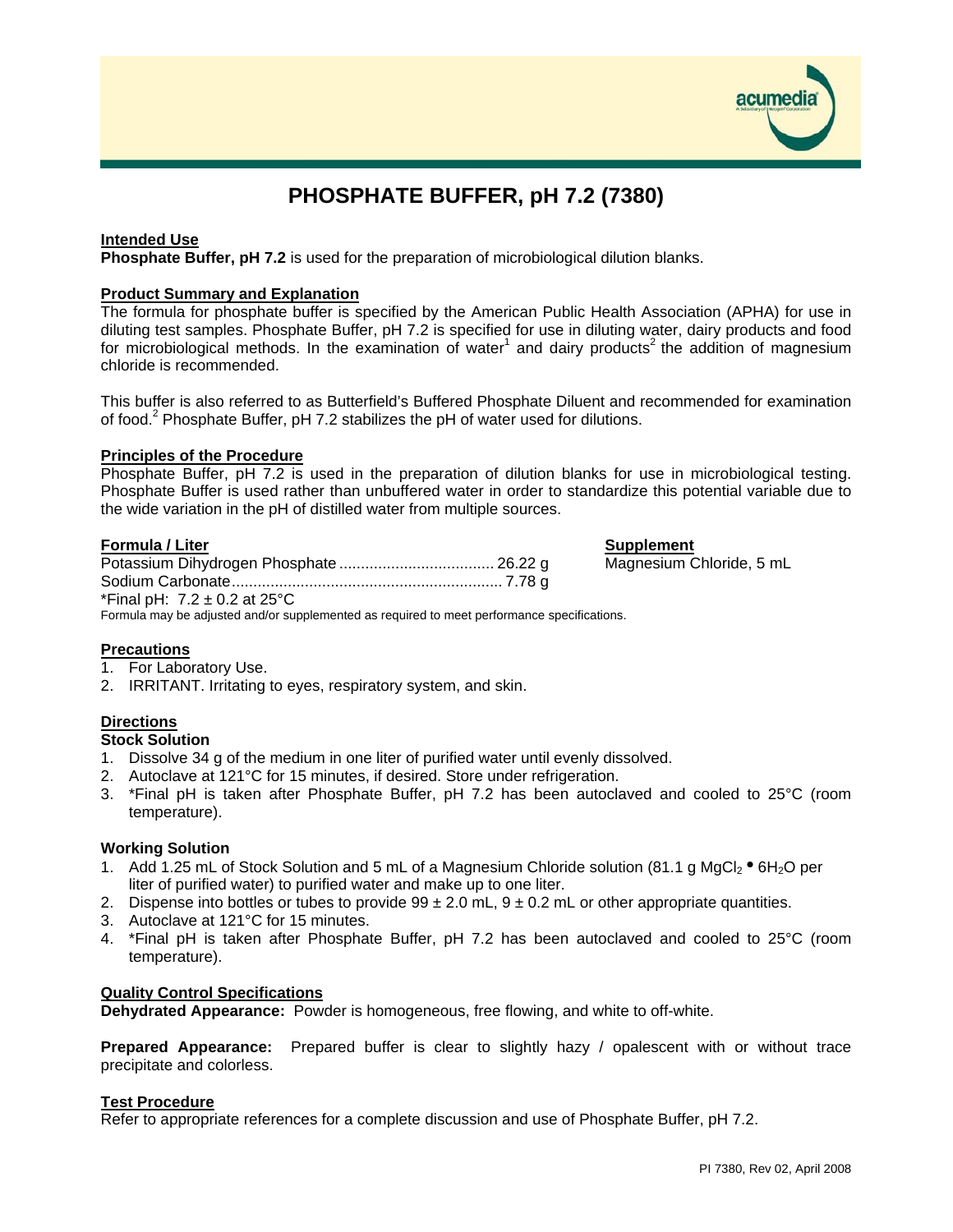# PHOSPHATE BUFFER, pH 7.2 (7380)

## Intended Use

**Phosphate Buffer, pH 7.2** is used for the preparation of microbiological dilution blanks.

## Product Summary and Explanation

The formula for phosphate buffer is specified by the American Public Health Association (APHA) for use in diluting test samples. Phosphate Buffer, pH 7.2 is specified for use in diluting water, dairy products and food for microbiological methods. In the examination of water[1] and dairy products[2] the addition of magnesium chloride is recommended.

This buffer is also referred to as Butterfield's Buffered Phosphate Diluent and recommended for examination of food.[2] Phosphate Buffer, pH 7.2 stabilizes the pH of water used for dilutions.

## Principles of the Procedure

Phosphate Buffer, pH 7.2 is used in the preparation of dilution blanks for use in microbiological testing. Phosphate Buffer is used rather than unbuffered water in order to standardize this potential variable due to the wide variation in the pH of distilled water from multiple sources.

## Formula / Liter

Potassium Dihydrogen Phosphate .................................... 26.22 g
Sodium Carbonate................................................................ 7.78 g
*Final pH: 7.2 ± 0.2 at 25°C

Formula may be adjusted and/or supplemented as required to meet performance specifications.

## Supplement

Magnesium Chloride, 5 mL

## Precautions

1. For Laboratory Use.
2. IRRITANT. Irritating to eyes, respiratory system, and skin.

## Directions

### Stock Solution

1. Dissolve 34 g of the medium in one liter of purified water until evenly dissolved.
2. Autoclave at 121°C for 15 minutes, if desired. Store under refrigeration.
3. *Final pH is taken after Phosphate Buffer, pH 7.2 has been autoclaved and cooled to 25°C (room temperature).

### Working Solution

1. Add 1.25 mL of Stock Solution and 5 mL of a Magnesium Chloride solution (81.1 g $MgCl_2 \bullet 6H_2O$ per liter of purified water) to purified water and make up to one liter.
2. Dispense into bottles or tubes to provide 99 ± 2.0 mL, 9 ± 0.2 mL or other appropriate quantities.
3. Autoclave at 121°C for 15 minutes.
4. *Final pH is taken after Phosphate Buffer, pH 7.2 has been autoclaved and cooled to 25°C (room temperature).

## Quality Control Specifications

**Dehydrated Appearance:** Powder is homogeneous, free flowing, and white to off-white.

**Prepared Appearance:** Prepared buffer is clear to slightly hazy / opalescent with or without trace precipitate and colorless.

## Test Procedure

Refer to appropriate references for a complete discussion and use of Phosphate Buffer, pH 7.2.

PI 7380, Rev 02, April 2008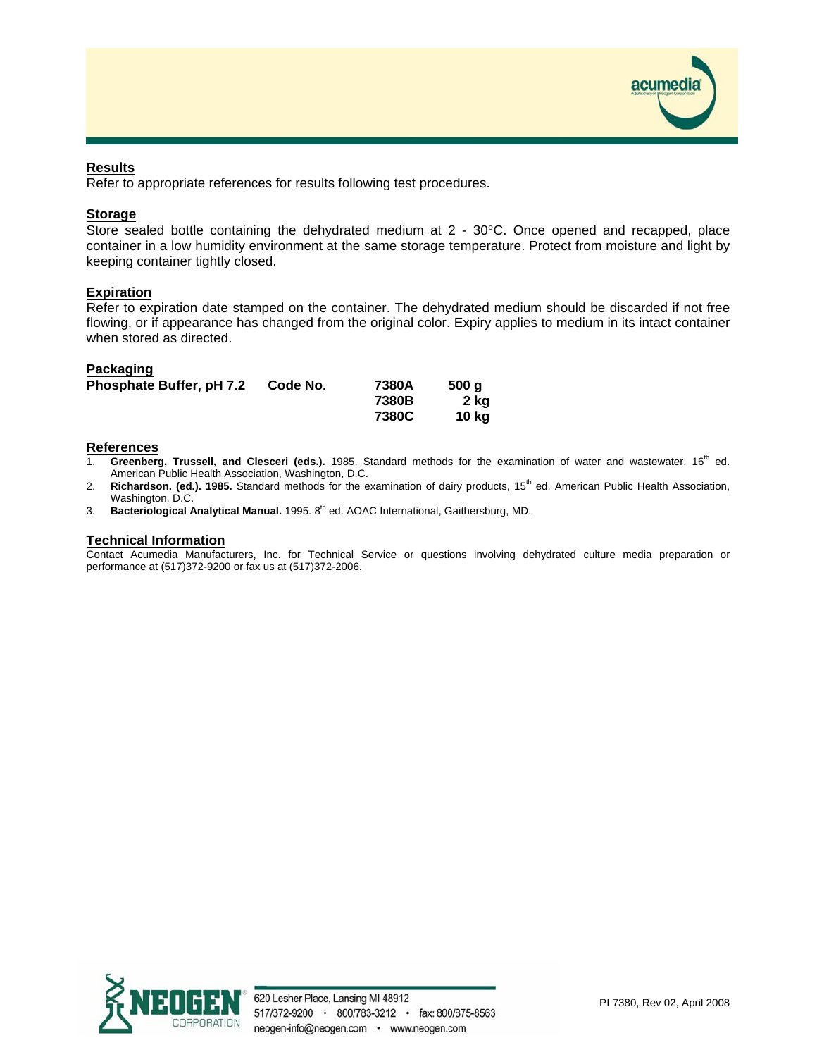## Results

Refer to appropriate references for results following test procedures.

## Storage

Store sealed bottle containing the dehydrated medium at 2 - 30°C. Once opened and recapped, place container in a low humidity environment at the same storage temperature. Protect from moisture and light by keeping container tightly closed.

## Expiration

Refer to expiration date stamped on the container. The dehydrated medium should be discarded if not free flowing, or if appearance has changed from the original color. Expiry applies to medium in its intact container when stored as directed.

## Packaging

| | | | |
|---|---|---|---|
| **Phosphate Buffer, pH 7.2** | **Code No.** | **7380A** | **500 g** |
| | | **7380B** | **2 kg** |
| | | **7380C** | **10 kg** |

## References

1. **Greenberg, Trussell, and Clesceri (eds.).** 1985. Standard methods for the examination of water and wastewater, 16th ed. American Public Health Association, Washington, D.C.
2. **Richardson. (ed.). 1985.** Standard methods for the examination of dairy products, 15th ed. American Public Health Association, Washington, D.C.
3. **Bacteriological Analytical Manual.** 1995. 8th ed. AOAC International, Gaithersburg, MD.

## Technical Information

Contact Acumedia Manufacturers, Inc. for Technical Service or questions involving dehydrated culture media preparation or performance at (517)372-9200 or fax us at (517)372-2006.

620 Lesher Place, Lansing MI 48912
517/372-9200 • 800/783-3212 • fax: 800/875-8563
neogen-info@neogen.com • www.neogen.com

PI 7380, Rev 02, April 2008